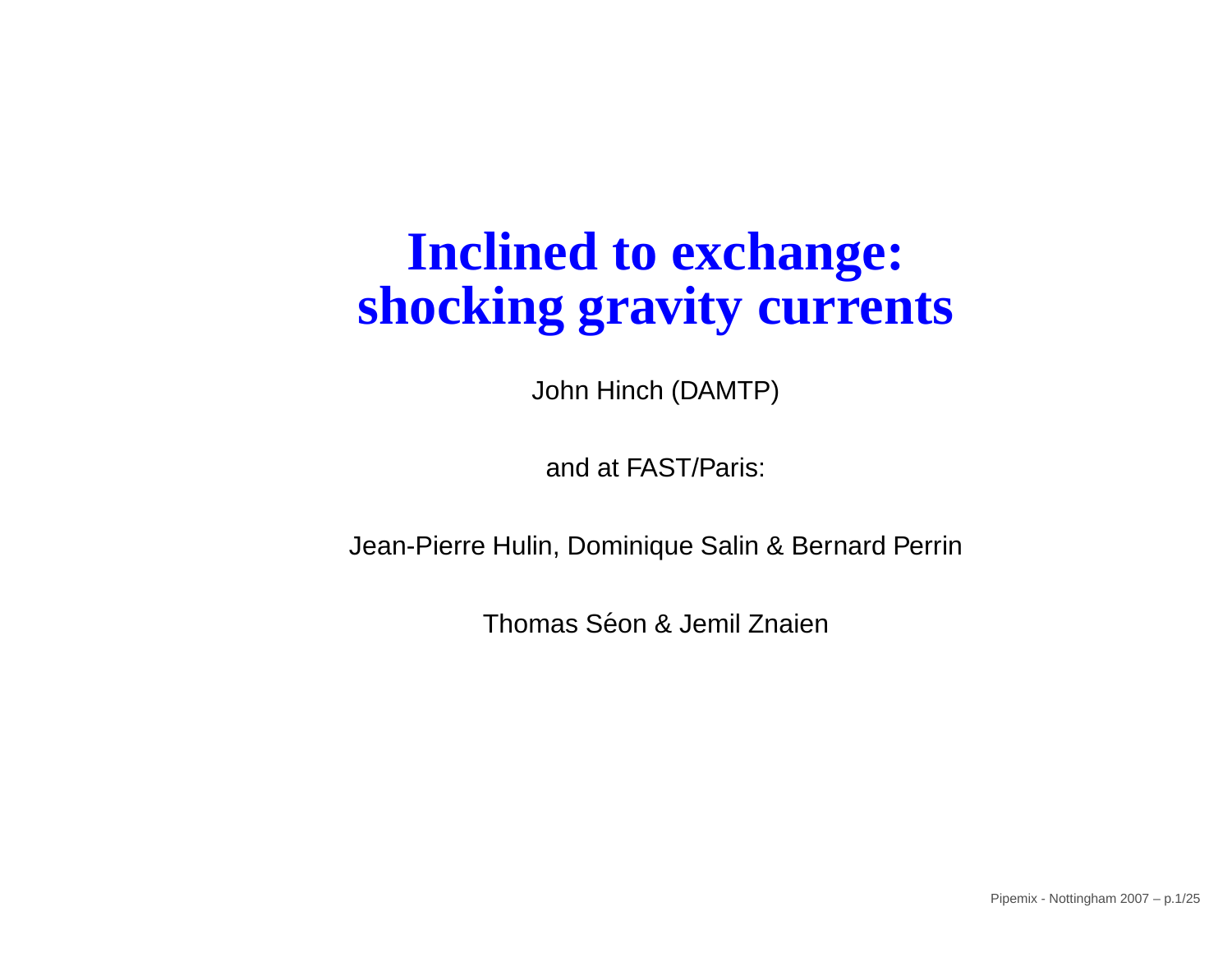# Inclined to exchange: shocking gravity currents

John Hinch (DAMTP)

and at FAST/Paris:

Jean-Pierre Hulin, Dominique Salin & Bernard Perrin

Thomas Séon & Jemil Znaien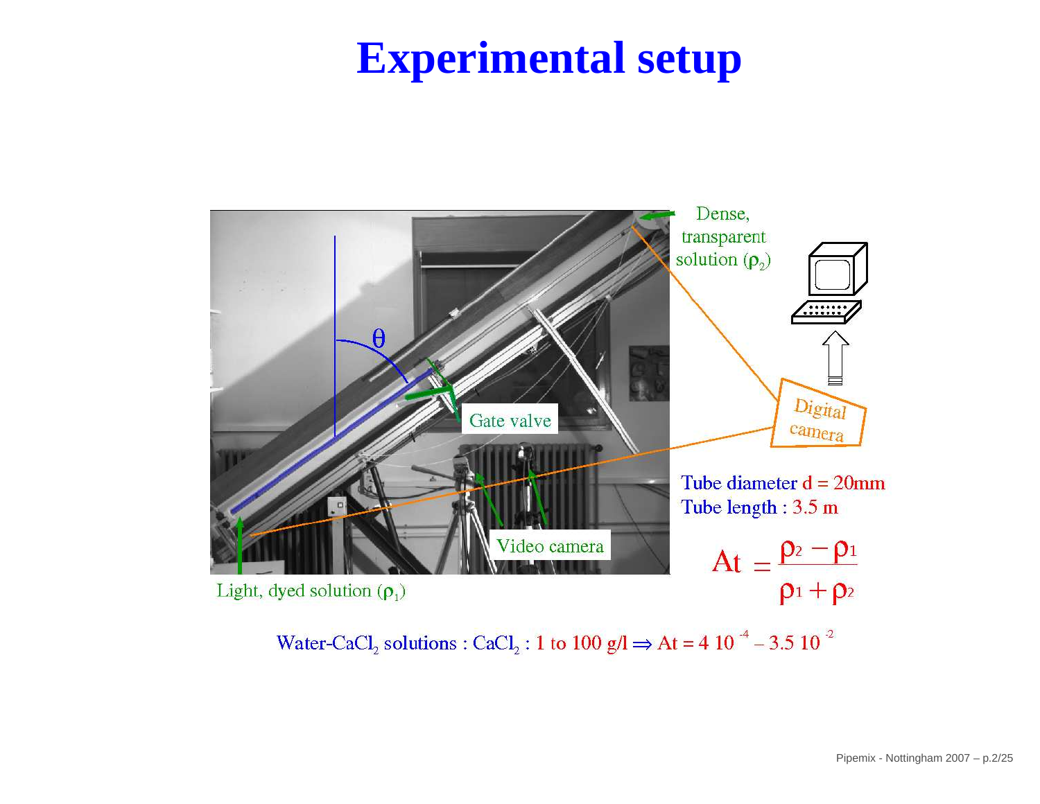# Experimental setup

Dense, transparent solution ($\rho_2$)

Gate valve

Digital camera

Video camera

Light, dyed solution ($\rho_1$)

Tube diameter d = 20mm

Tube length : 3.5 m

$$At = \frac{\rho_2 - \rho_1}{\rho_1 + \rho_2}$$

Water-$CaCl_2$ solutions : $CaCl_2$ : 1 to 100 g/l $\Rightarrow$ At = $4\ 10^{-4} - 3.5\ 10^{-2}$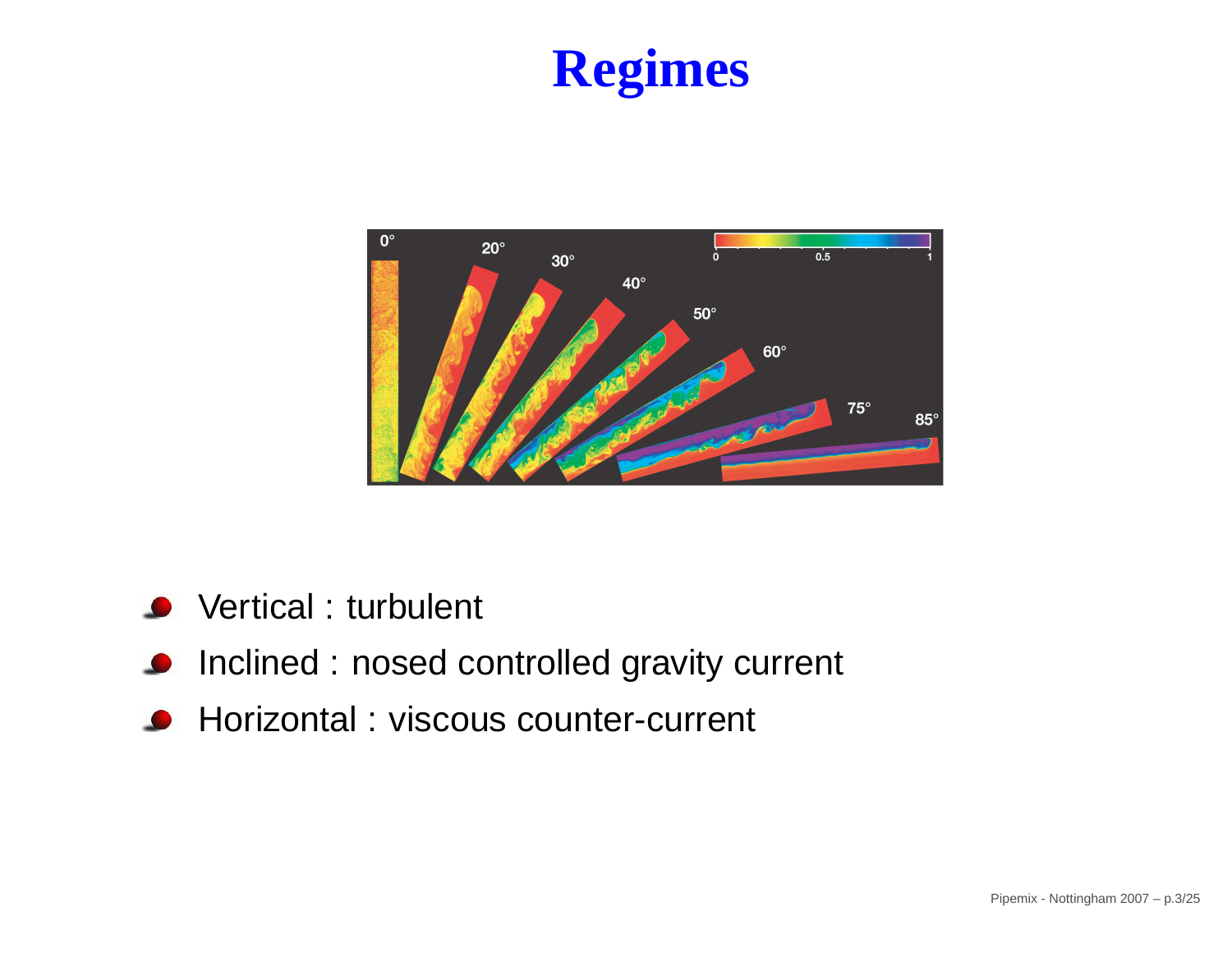# Regimes

- Vertical : turbulent
- Inclined : nosed controlled gravity current
- Horizontal : viscous counter-current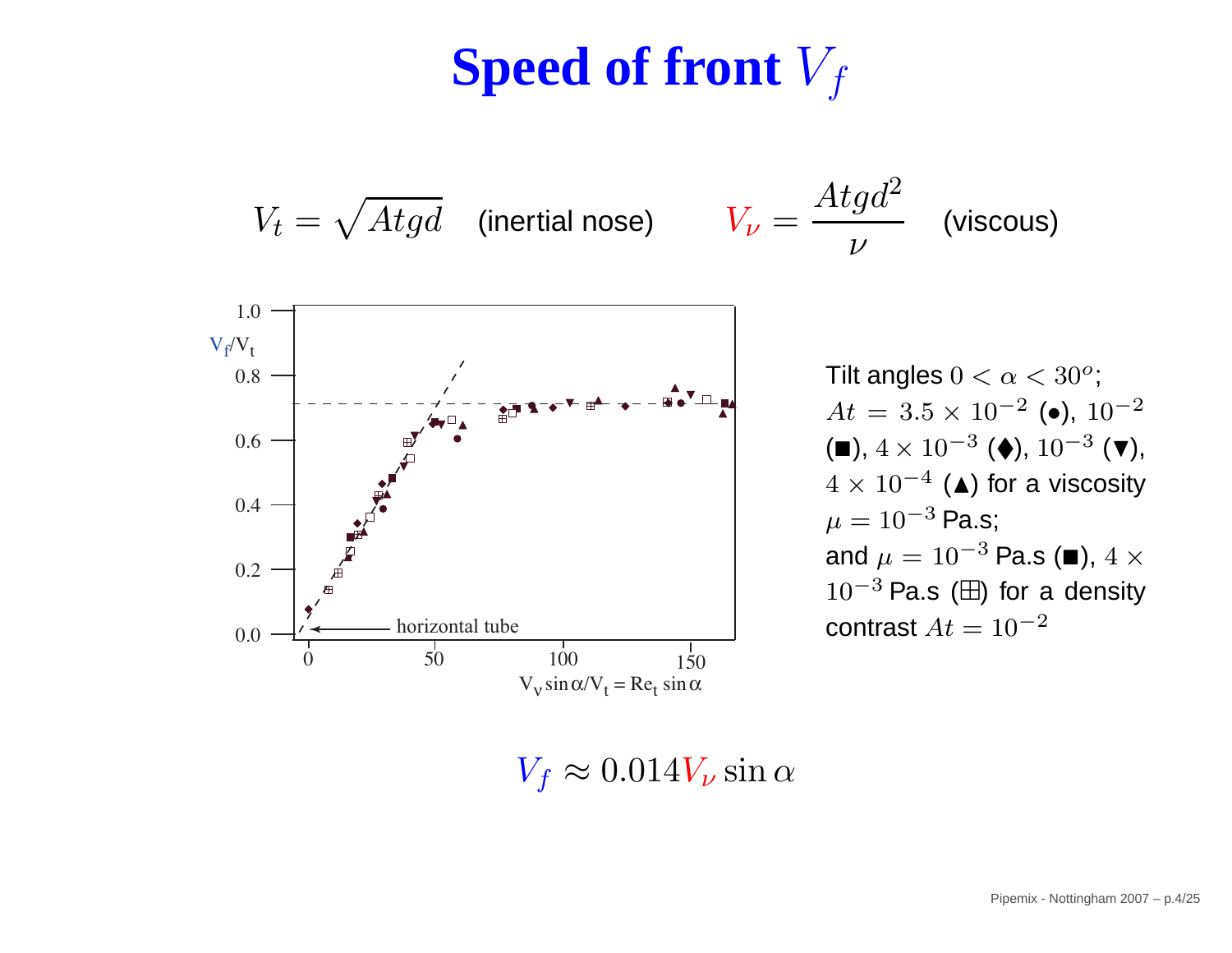# Speed of front $V_f$

$$V_t = \sqrt{Atgd} \quad \text{(inertial nose)} \qquad V_\nu = \frac{Atgd^2}{\nu} \quad \text{(viscous)}$$

Tilt angles $0 < \alpha < 30^o$; $At = 3.5 \times 10^{-2}$ (●), $10^{-2}$ (■), $4 \times 10^{-3}$ (♦), $10^{-3}$ (▼), $4 \times 10^{-4}$ (▲) for a viscosity $\mu = 10^{-3}$ Pa.s; and $\mu = 10^{-3}$ Pa.s (■), $4 \times 10^{-3}$ Pa.s (⊞) for a density contrast $At = 10^{-2}$

$$V_f \approx 0.014 V_\nu \sin\alpha$$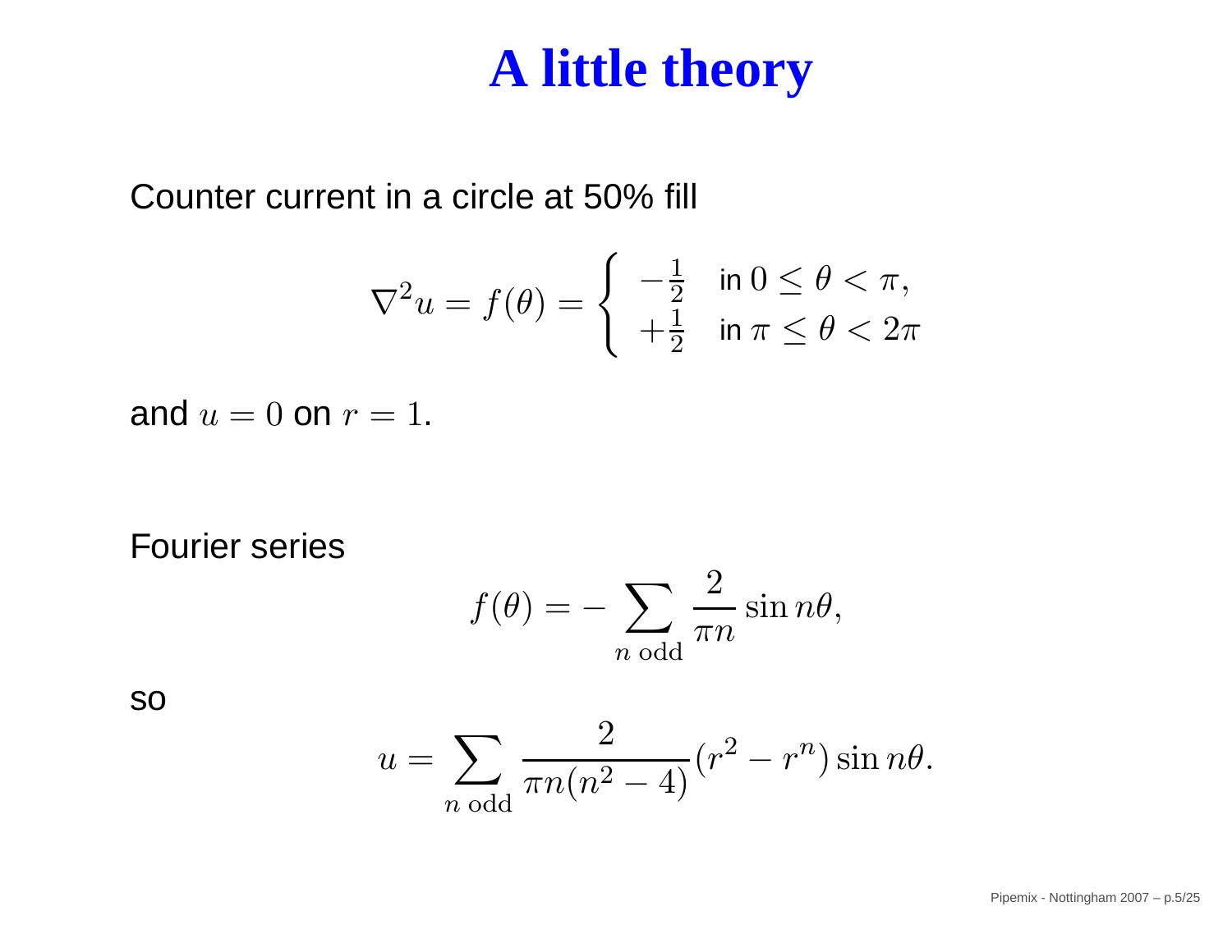# A little theory

Counter current in a circle at 50% fill

$$\nabla^2 u = f(\theta) = \begin{cases} -\frac{1}{2} & \text{in } 0 \leq \theta < \pi, \\ +\frac{1}{2} & \text{in } \pi \leq \theta < 2\pi \end{cases}$$

and $u = 0$ on $r = 1$.

Fourier series

$$f(\theta) = -\sum_{n \text{ odd}} \frac{2}{\pi n} \sin n\theta,$$

so

$$u = \sum_{n \text{ odd}} \frac{2}{\pi n (n^2 - 4)} (r^2 - r^n) \sin n\theta.$$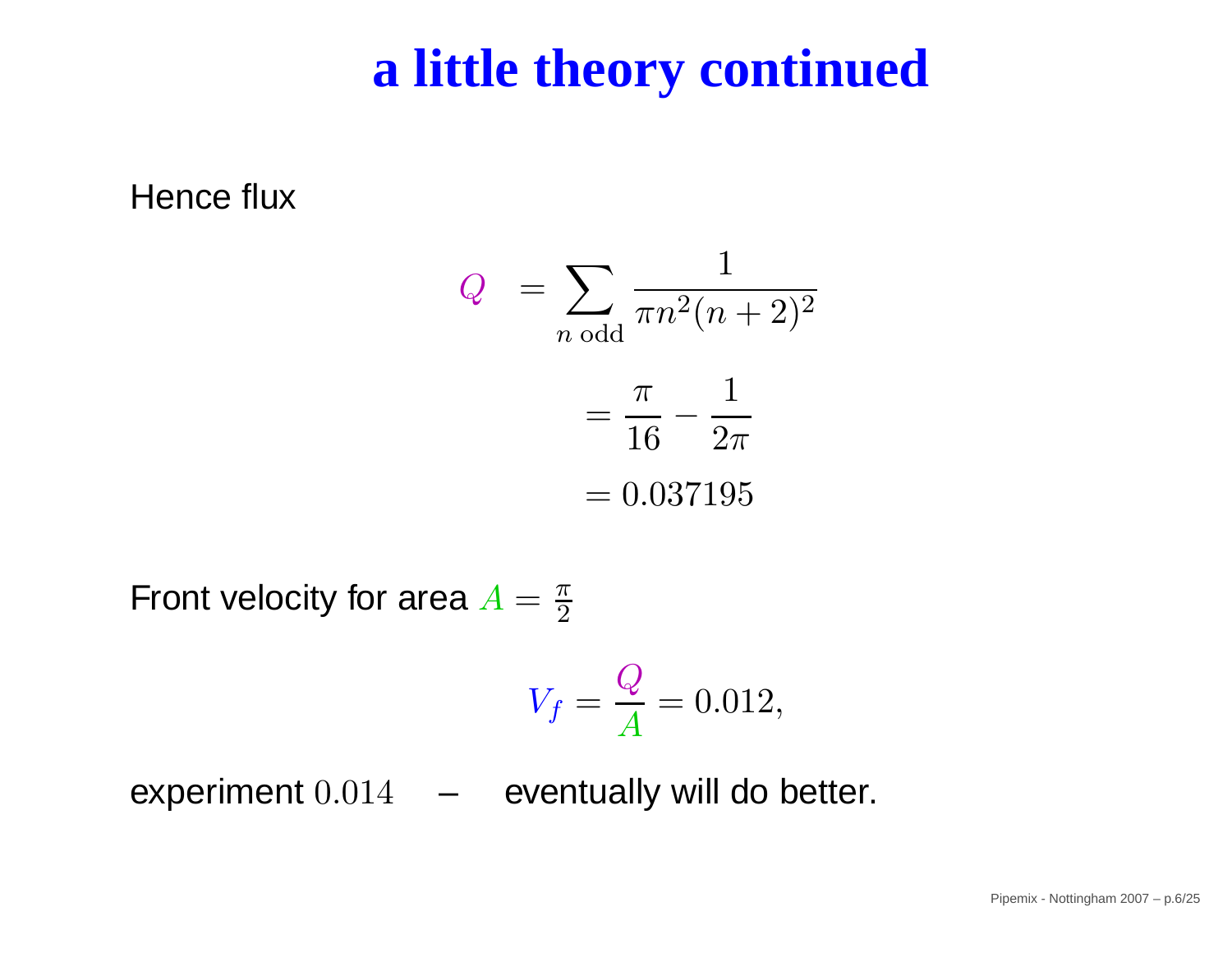# a little theory continued

Hence flux

$$
\begin{aligned}
Q &= \sum_{n \text{ odd}} \frac{1}{\pi n^2 (n+2)^2} \\
&= \frac{\pi}{16} - \frac{1}{2\pi} \\
&= 0.037195
\end{aligned}
$$

Front velocity for area $A = \frac{\pi}{2}$

$$
V_f = \frac{Q}{A} = 0.012,
$$

experiment $0.014$ – eventually will do better.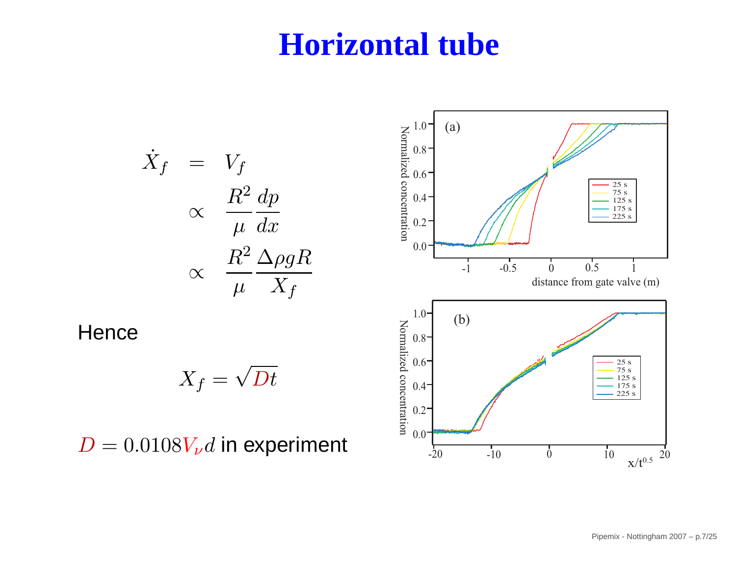# Horizontal tube

$$
\begin{aligned}
\dot{X}_f &= V_f \\
&\propto \frac{R^2}{\mu}\frac{dp}{dx} \\
&\propto \frac{R^2}{\mu}\frac{\Delta\rho g R}{X_f}
\end{aligned}
$$

Hence

$$X_f = \sqrt{Dt}$$

$D = 0.0108 V_\nu d$ in experiment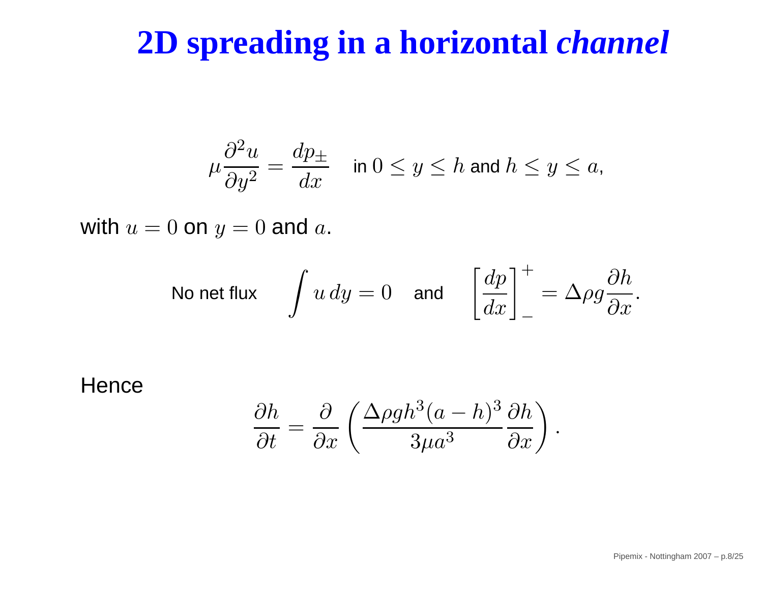# 2D spreading in a horizontal *channel*

$$\mu \frac{\partial^2 u}{\partial y^2} = \frac{dp_\pm}{dx} \quad \text{in } 0 \le y \le h \text{ and } h \le y \le a,$$

with $u = 0$ on $y = 0$ and $a$.

No net flux $\quad \displaystyle\int u\, dy = 0 \quad$ and $\quad \displaystyle\left[\frac{dp}{dx}\right]_-^+ = \Delta\rho g \frac{\partial h}{\partial x}.$

Hence

$$\frac{\partial h}{\partial t} = \frac{\partial}{\partial x}\left(\frac{\Delta\rho g h^3 (a-h)^3}{3\mu a^3}\frac{\partial h}{\partial x}\right).$$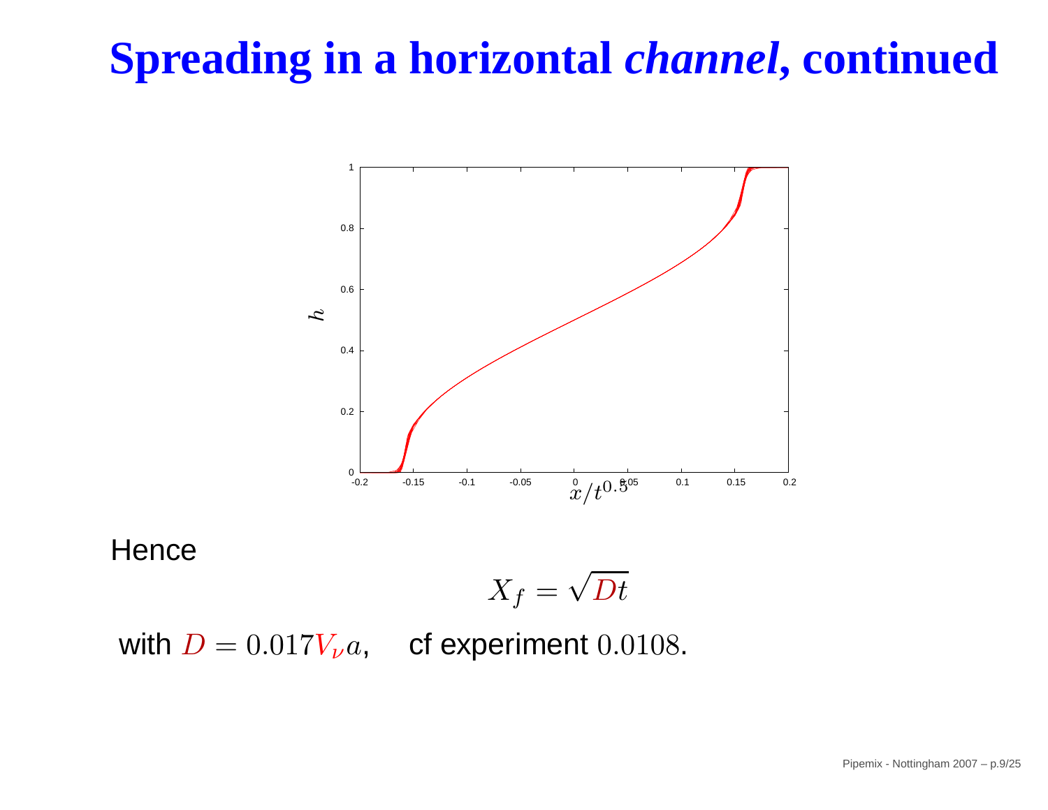# Spreading in a horizontal *channel*, continued

Hence

$$X_f = \sqrt{Dt}$$

with $D = 0.017V_\nu a$, cf experiment $0.0108$.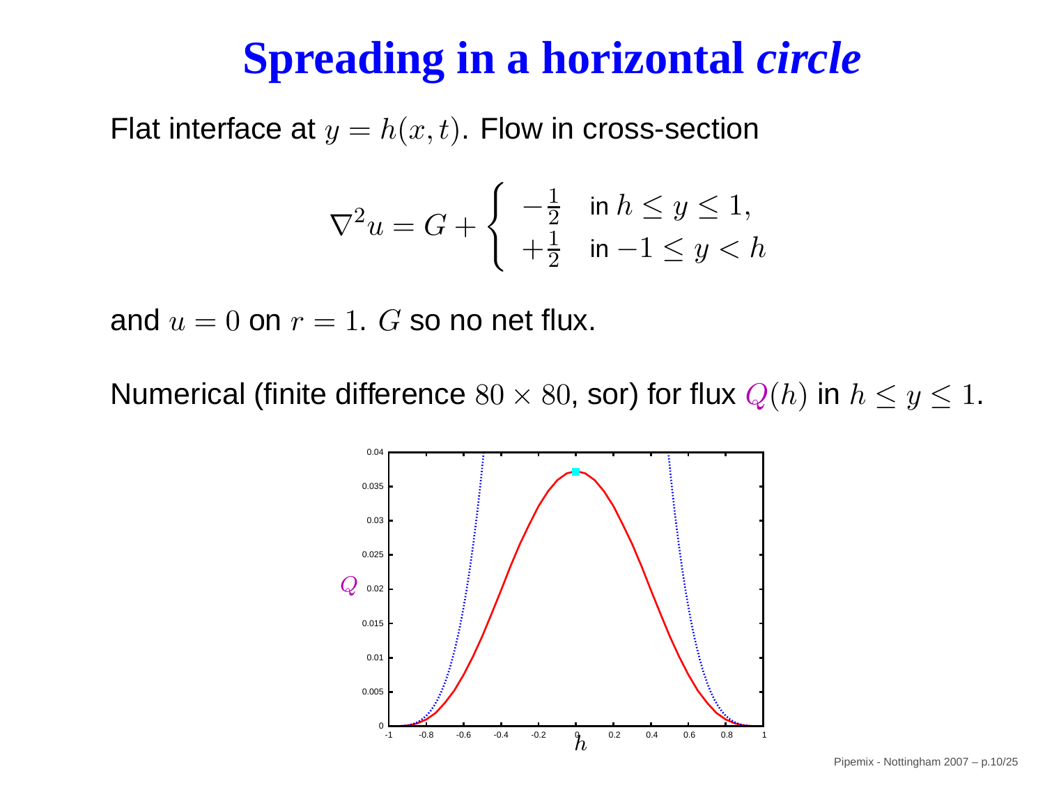# Spreading in a horizontal *circle*

Flat interface at $y = h(x,t)$. Flow in cross-section

$$\nabla^2 u = G + \begin{cases} -\frac{1}{2} & \text{in } h \leq y \leq 1, \\ +\frac{1}{2} & \text{in } -1 \leq y < h \end{cases}$$

and $u = 0$ on $r = 1$. $G$ so no net flux.

Numerical (finite difference $80 \times 80$, sor) for flux $Q(h)$ in $h \leq y \leq 1$.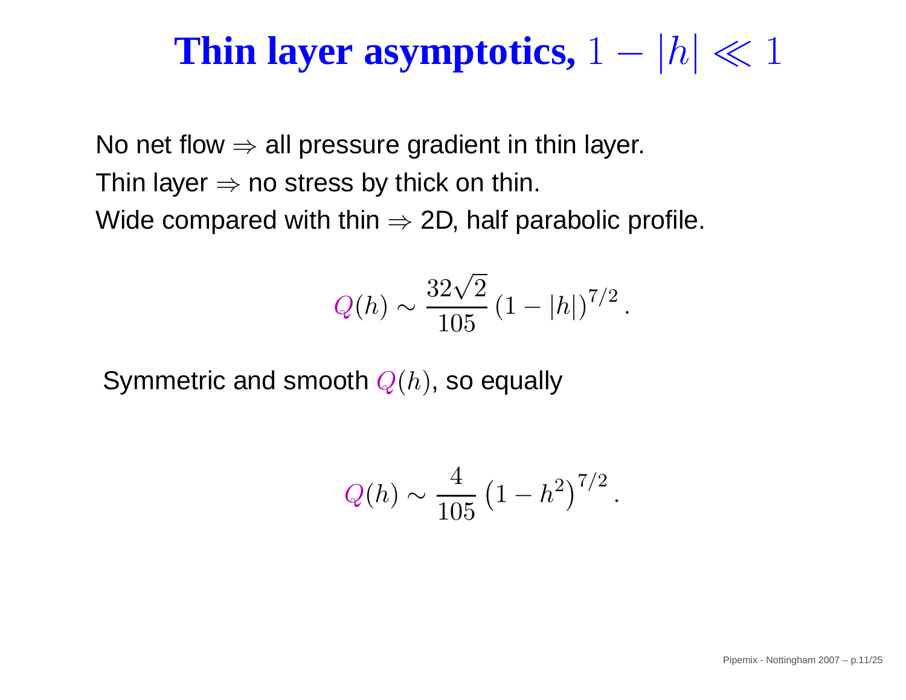# Thin layer asymptotics, $1 - |h| \ll 1$

No net flow $\Rightarrow$ all pressure gradient in thin layer.
Thin layer $\Rightarrow$ no stress by thick on thin.
Wide compared with thin $\Rightarrow$ 2D, half parabolic profile.

$$Q(h) \sim \frac{32\sqrt{2}}{105} \left(1 - |h|\right)^{7/2}.$$

Symmetric and smooth $Q(h)$, so equally

$$Q(h) \sim \frac{4}{105} \left(1 - h^2\right)^{7/2}.$$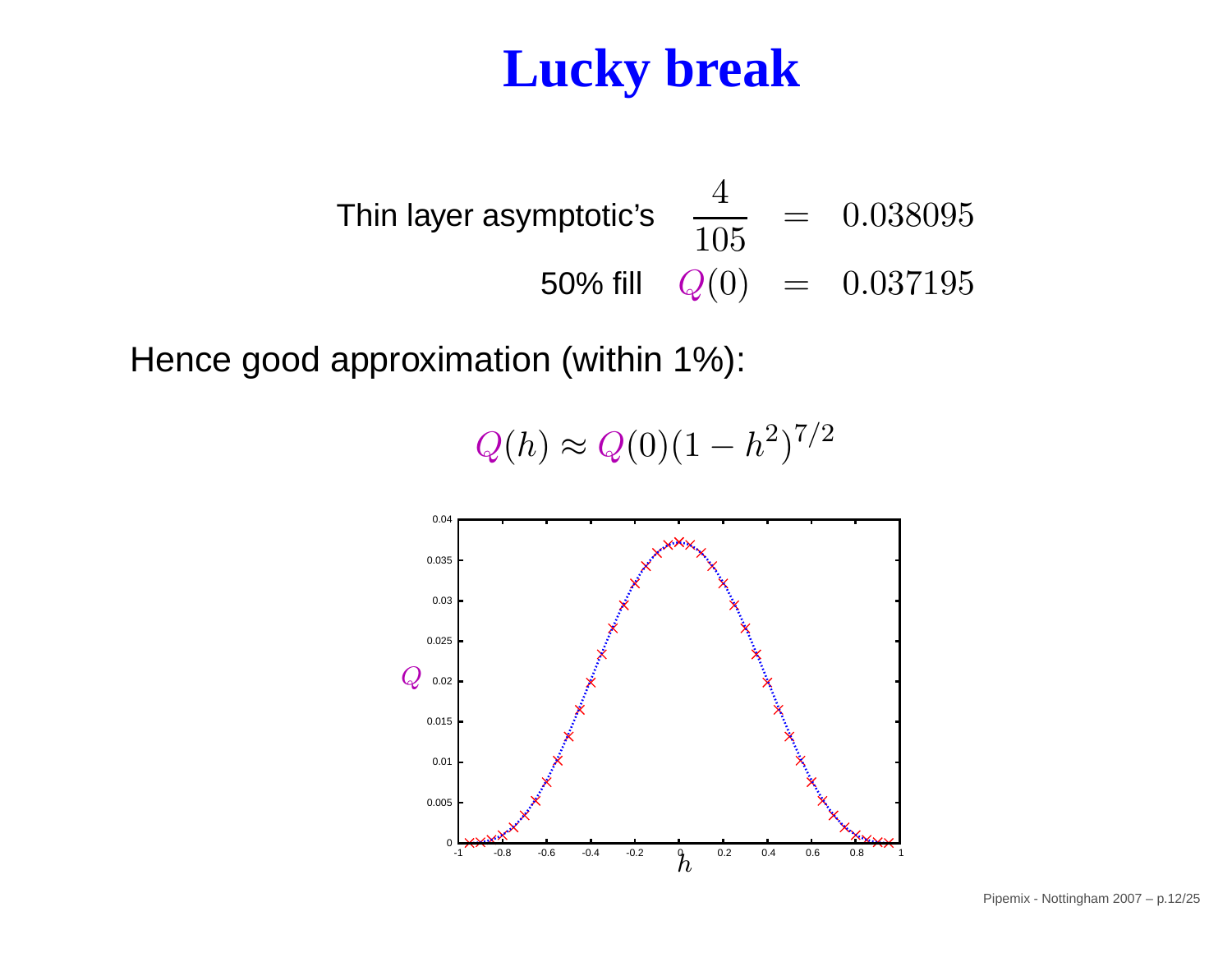# Lucky break

$$
\begin{aligned}
\text{Thin layer asymptotic's} \quad \frac{4}{105} &= 0.038095 \\
\text{50\% fill} \quad Q(0) &= 0.037195
\end{aligned}
$$

Hence good approximation (within 1%):

$$
Q(h) \approx Q(0)(1 - h^2)^{7/2}
$$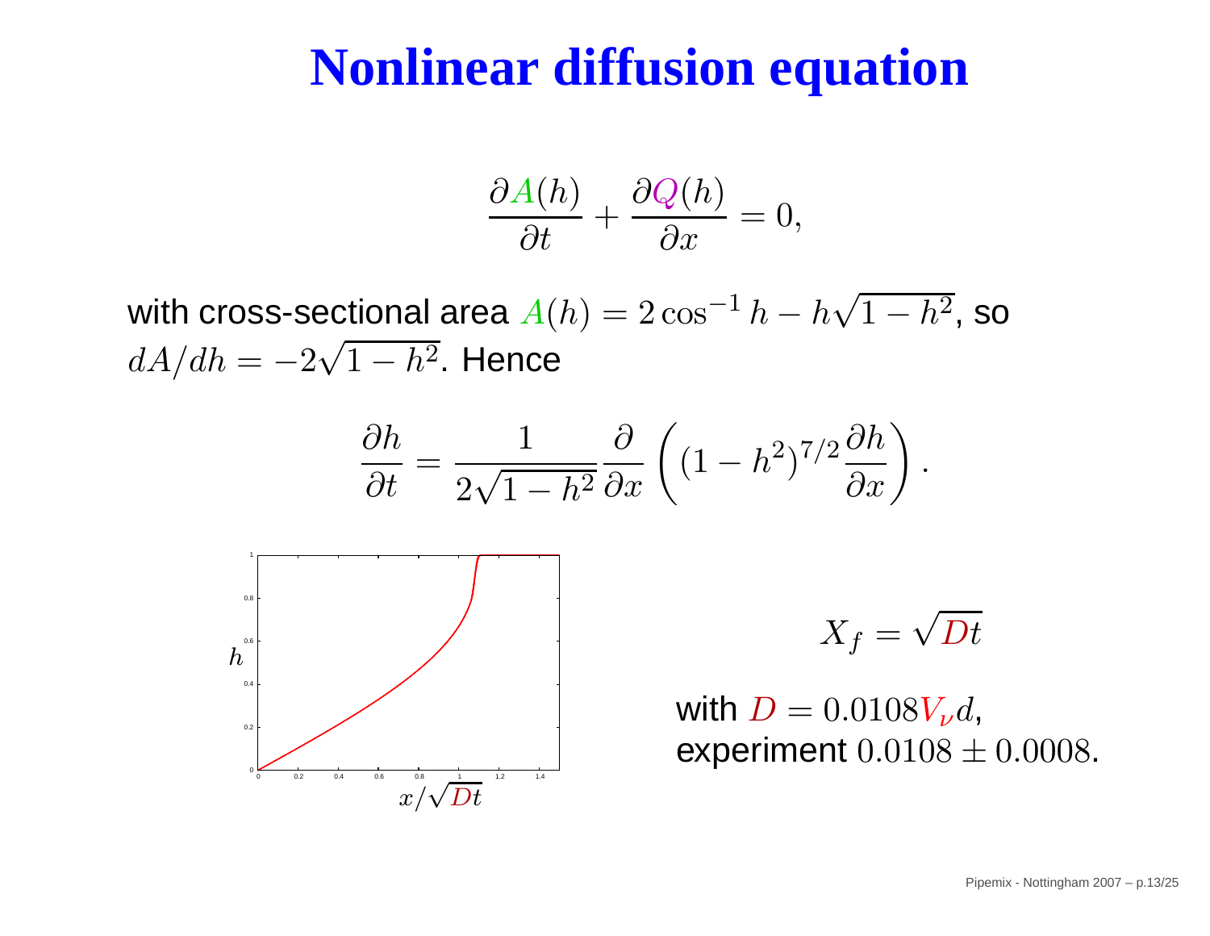# Nonlinear diffusion equation

$$\frac{\partial A(h)}{\partial t} + \frac{\partial Q(h)}{\partial x} = 0,$$

with cross-sectional area $A(h) = 2\cos^{-1} h - h\sqrt{1-h^2}$, so $dA/dh = -2\sqrt{1-h^2}$. Hence

$$\frac{\partial h}{\partial t} = \frac{1}{2\sqrt{1-h^2}} \frac{\partial}{\partial x}\left( (1-h^2)^{7/2} \frac{\partial h}{\partial x} \right).$$

$$X_f = \sqrt{Dt}$$

with $D = 0.0108 V_\nu d$,
experiment $0.0108 \pm 0.0008$.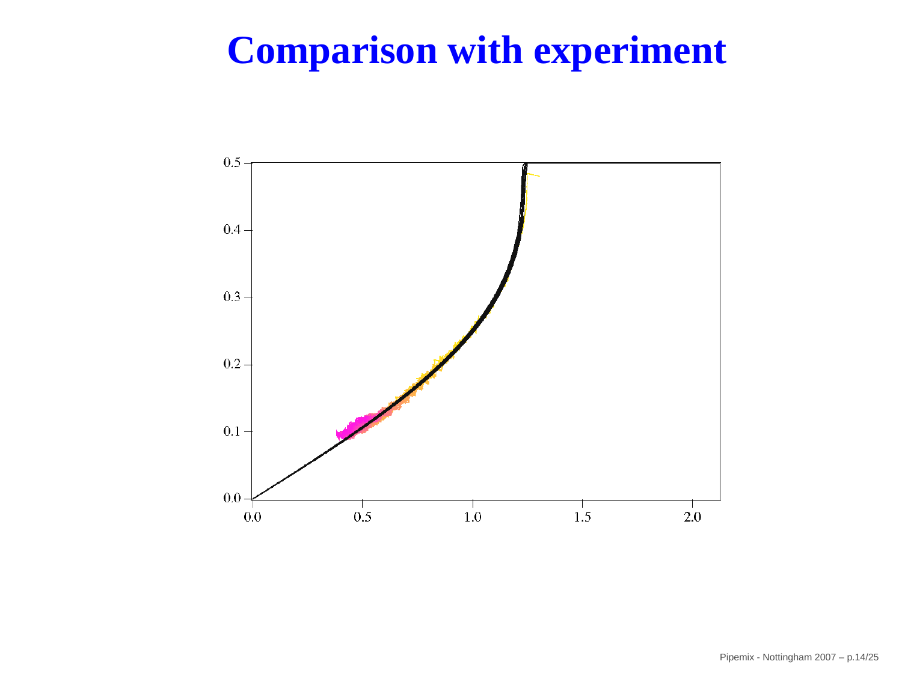# Comparison with experiment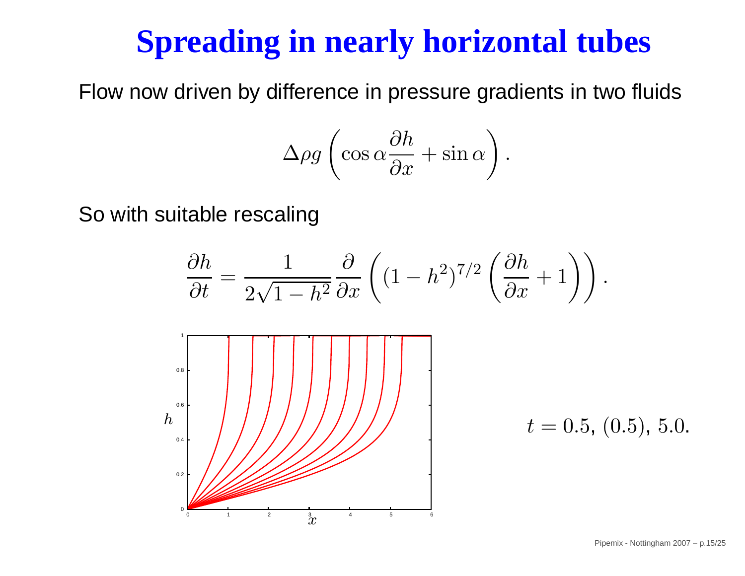# Spreading in nearly horizontal tubes

Flow now driven by difference in pressure gradients in two fluids

$$\Delta\rho g\left(\cos\alpha\frac{\partial h}{\partial x}+\sin\alpha\right).$$

So with suitable rescaling

$$\frac{\partial h}{\partial t}=\frac{1}{2\sqrt{1-h^2}}\frac{\partial}{\partial x}\left((1-h^2)^{7/2}\left(\frac{\partial h}{\partial x}+1\right)\right).$$

$t = 0.5, (0.5), 5.0.$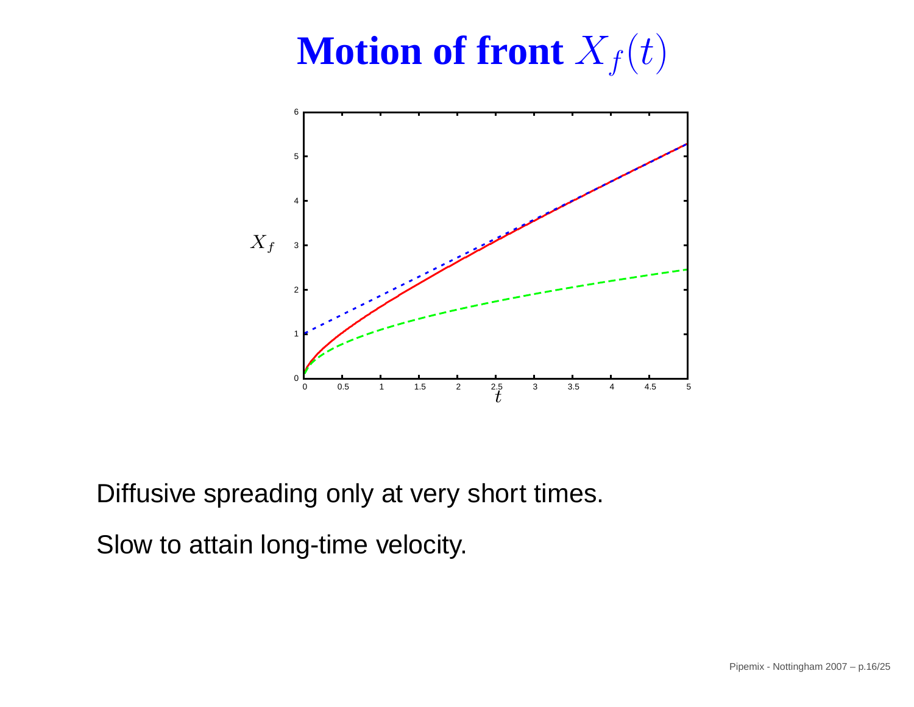# Motion of front $X_f(t)$

Diffusive spreading only at very short times.

Slow to attain long-time velocity.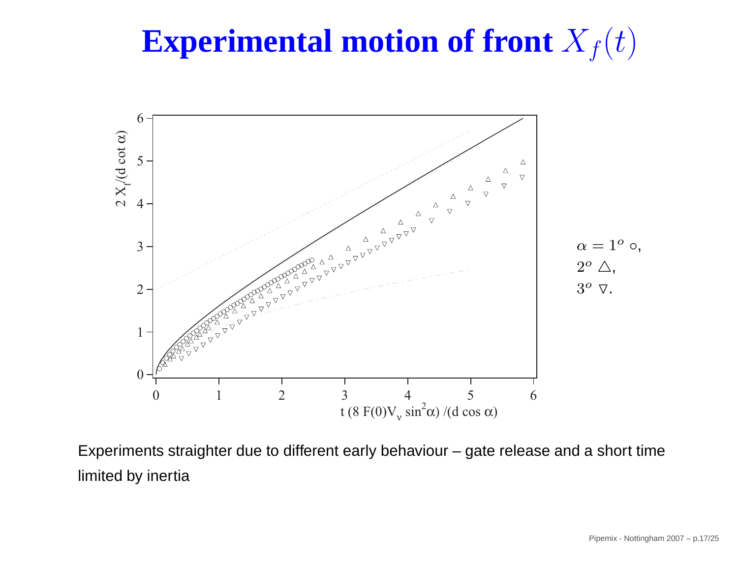# Experimental motion of front $X_f(t)$

$\alpha = 1^o$ $\circ$,
$2^o$ $\triangle$,
$3^o$ $\triangledown$.

Experiments straighter due to different early behaviour – gate release and a short time limited by inertia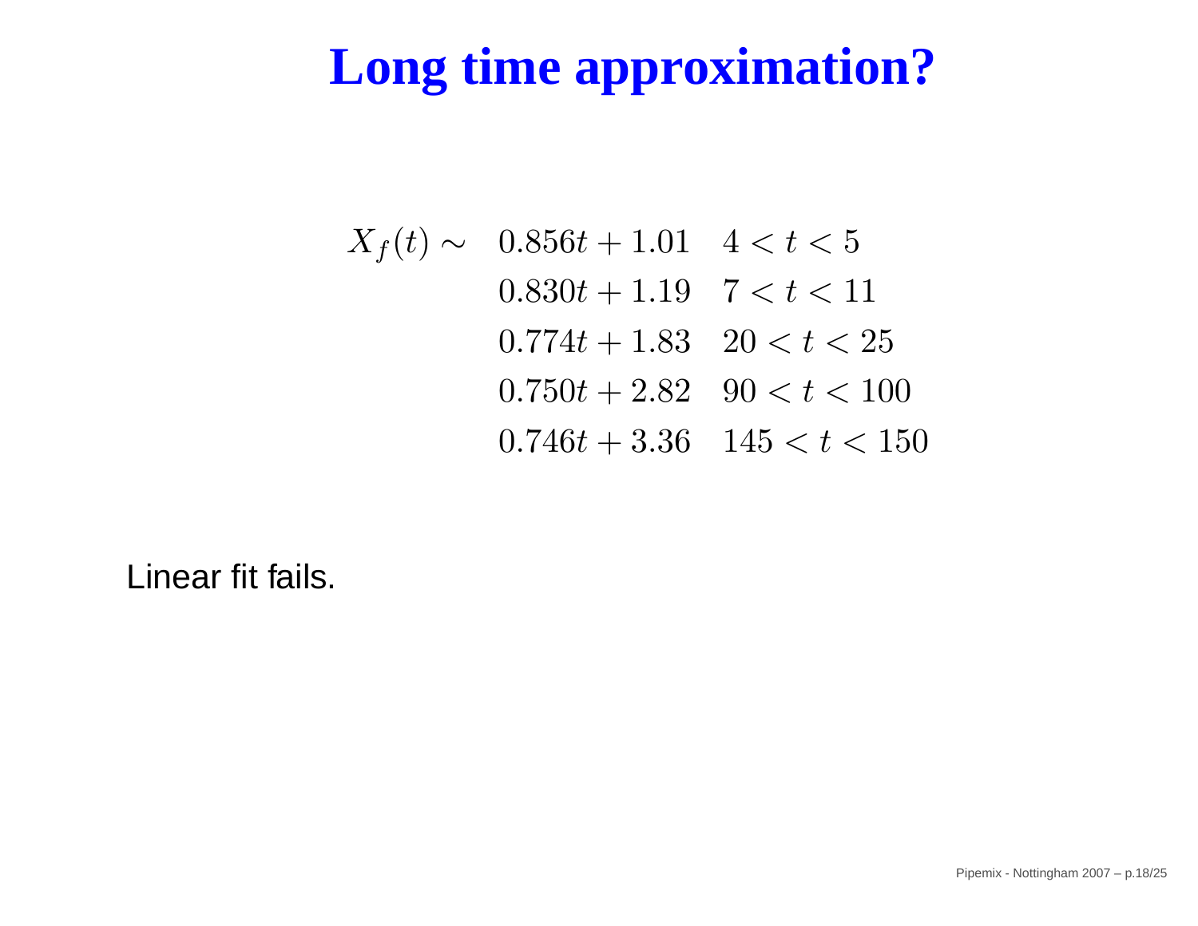# Long time approximation?

$$
X_f(t) \sim \begin{array}{ll}
0.856t + 1.01 & 4 < t < 5 \\
0.830t + 1.19 & 7 < t < 11 \\
0.774t + 1.83 & 20 < t < 25 \\
0.750t + 2.82 & 90 < t < 100 \\
0.746t + 3.36 & 145 < t < 150
\end{array}
$$

Linear fit fails.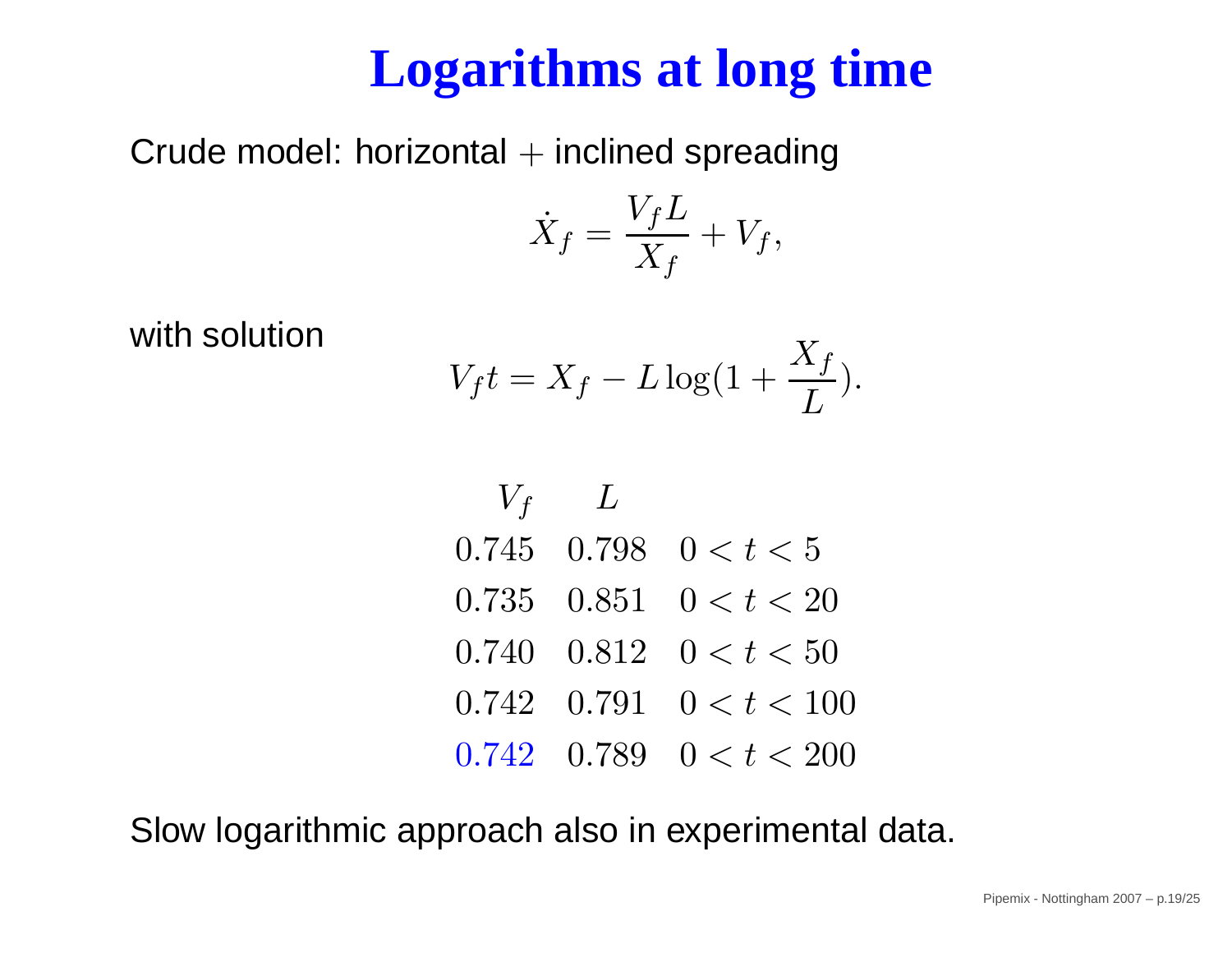# Logarithms at long time

Crude model: horizontal + inclined spreading

$$\dot{X}_f = \frac{V_f L}{X_f} + V_f,$$

with solution

$$V_f t = X_f - L \log(1 + \frac{X_f}{L}).$$

| $V_f$ | $L$ | |
|---|---|---|
| $0.745$ | $0.798$ | $0 < t < 5$ |
| $0.735$ | $0.851$ | $0 < t < 20$ |
| $0.740$ | $0.812$ | $0 < t < 50$ |
| $0.742$ | $0.791$ | $0 < t < 100$ |
| $0.742$ | $0.789$ | $0 < t < 200$ |

Slow logarithmic approach also in experimental data.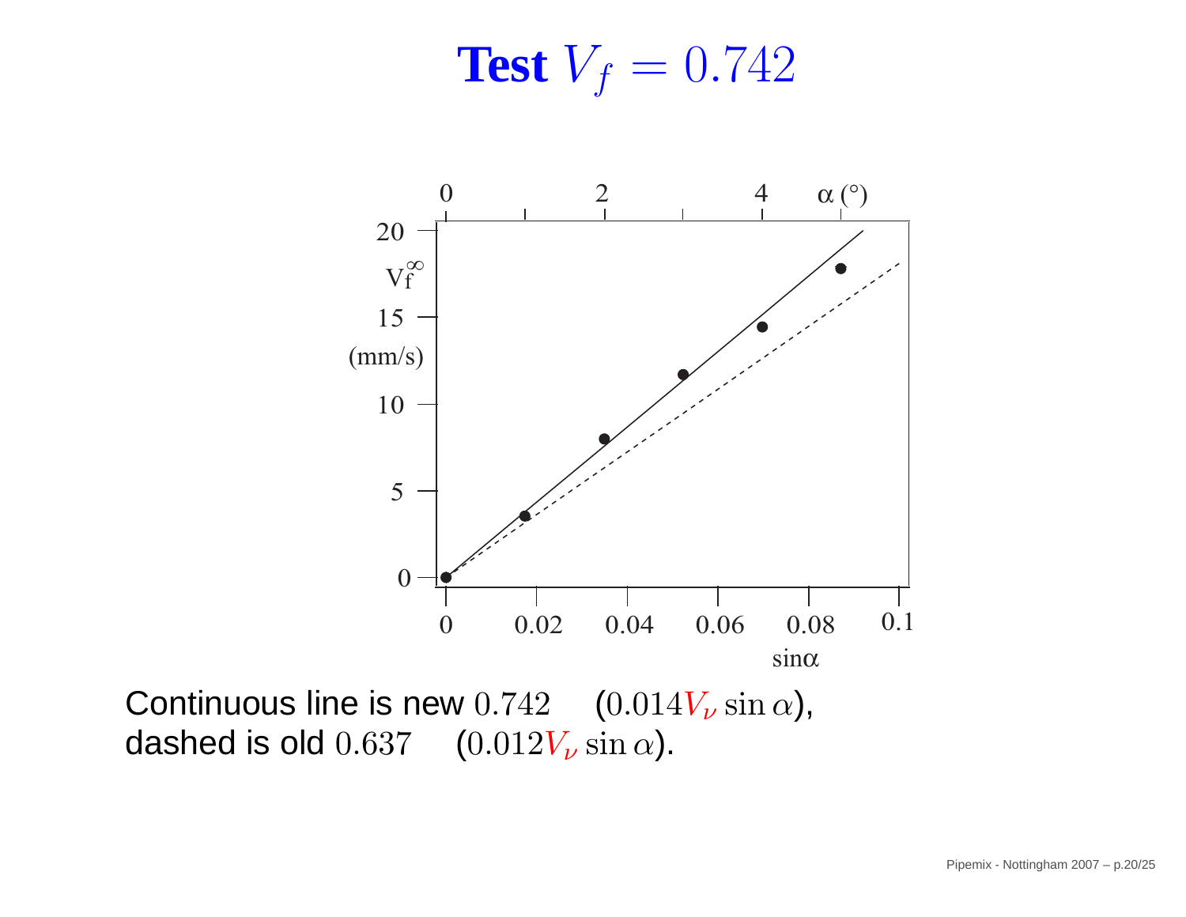# Test $V_f = 0.742$

Continuous line is new $0.742$ $(0.014 V_\nu \sin\alpha)$,
dashed is old $0.637$ $(0.012 V_\nu \sin\alpha)$.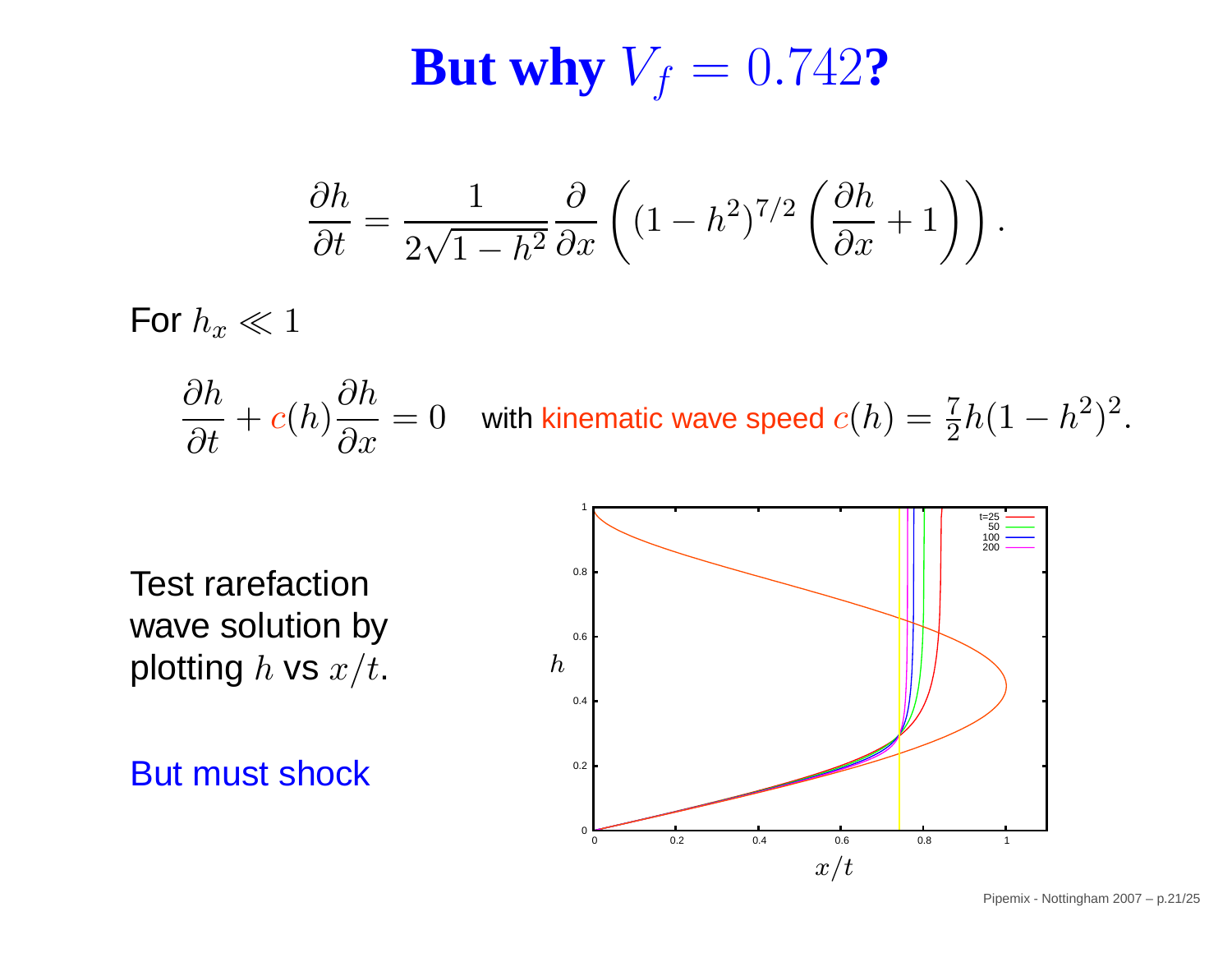# But why $V_f = 0.742$?

$$\frac{\partial h}{\partial t} = \frac{1}{2\sqrt{1-h^2}}\frac{\partial}{\partial x}\left((1-h^2)^{7/2}\left(\frac{\partial h}{\partial x}+1\right)\right).$$

For $h_x \ll 1$

$$\frac{\partial h}{\partial t} + c(h)\frac{\partial h}{\partial x} = 0 \quad \text{with kinematic wave speed } c(h) = \tfrac{7}{2}h(1-h^2)^2.$$

Test rarefaction wave solution by plotting $h$ vs $x/t$.

But must shock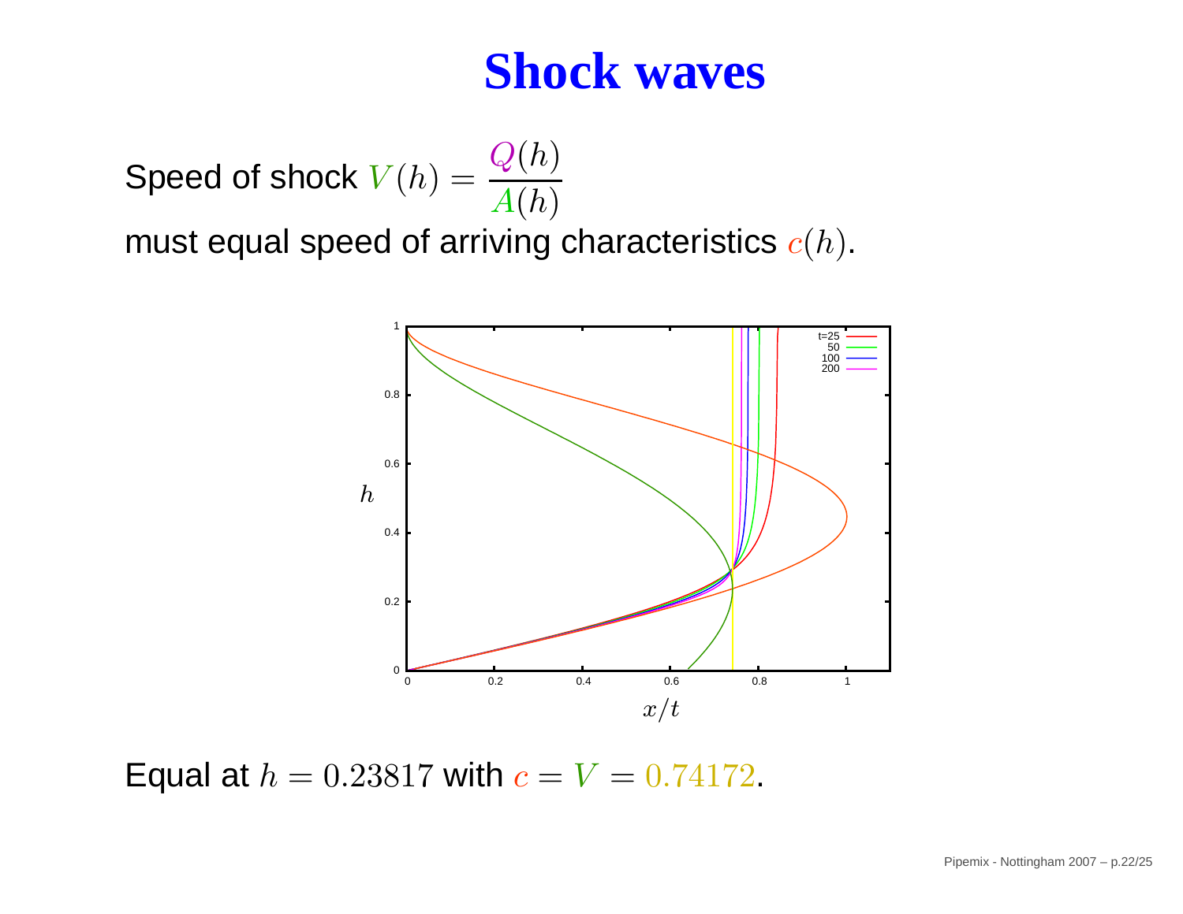# Shock waves

Speed of shock $V(h) = \dfrac{Q(h)}{A(h)}$

must equal speed of arriving characteristics $c(h)$.

Equal at $h = 0.23817$ with $c = V = 0.74172$.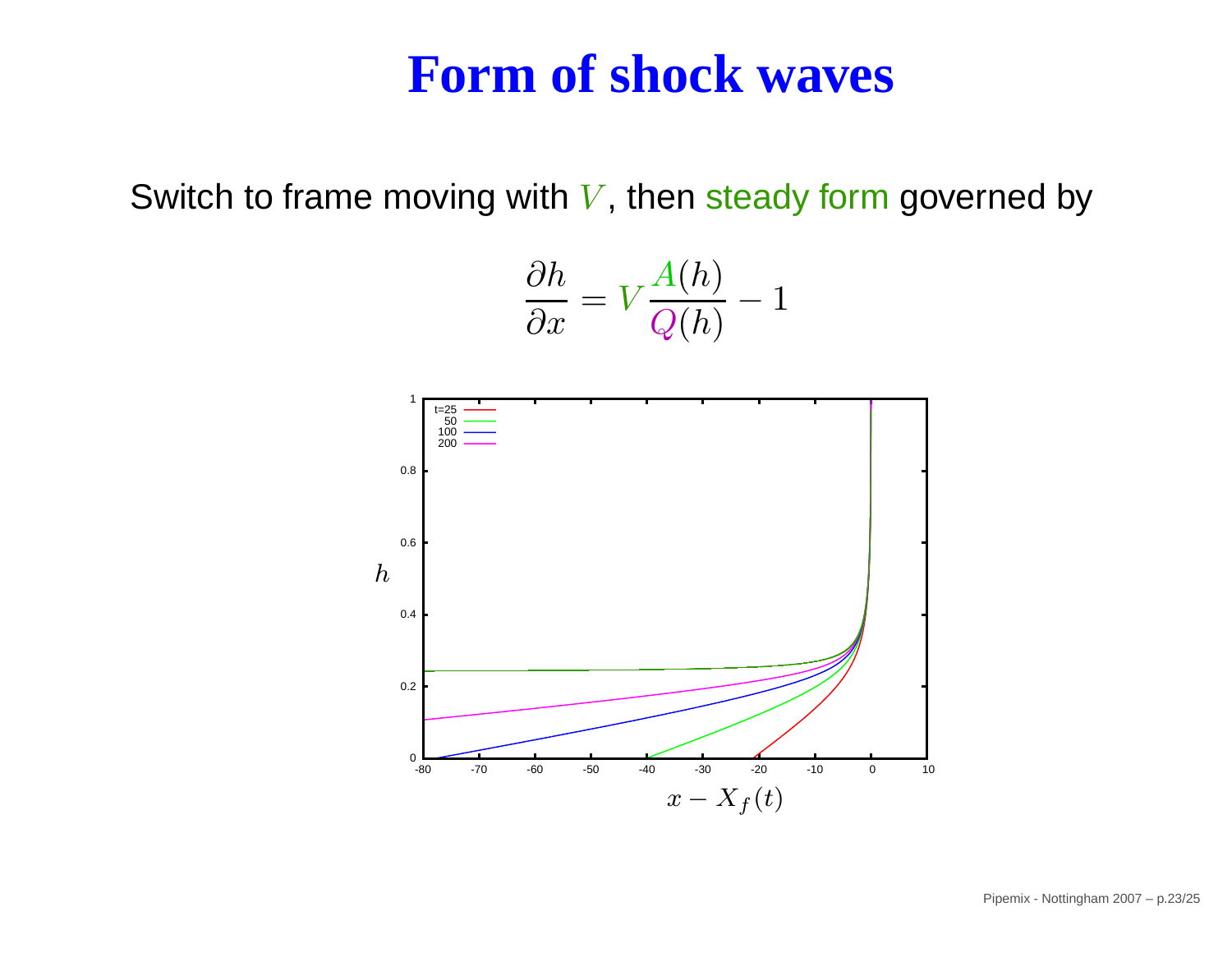# Form of shock waves

Switch to frame moving with $V$, then steady form governed by

$$\frac{\partial h}{\partial x} = V \frac{A(h)}{Q(h)} - 1$$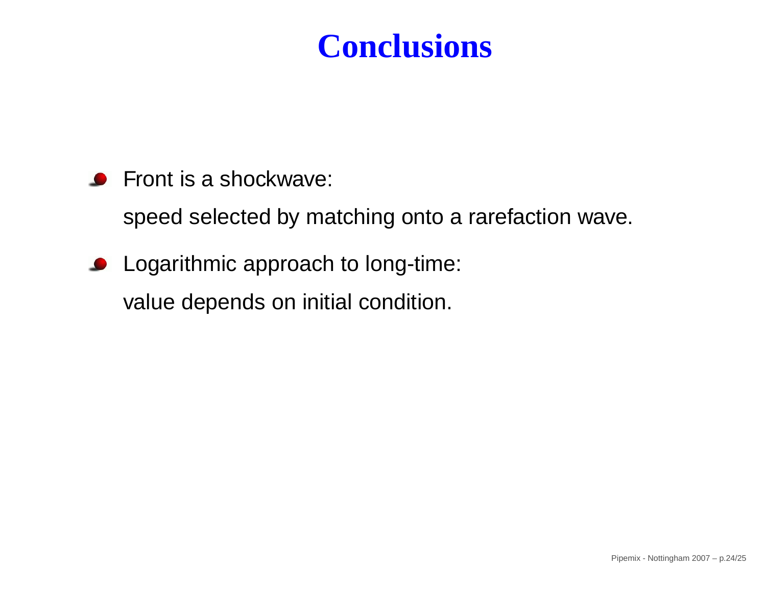# Conclusions

- Front is a shockwave:

  speed selected by matching onto a rarefaction wave.

- Logarithmic approach to long-time:

  value depends on initial condition.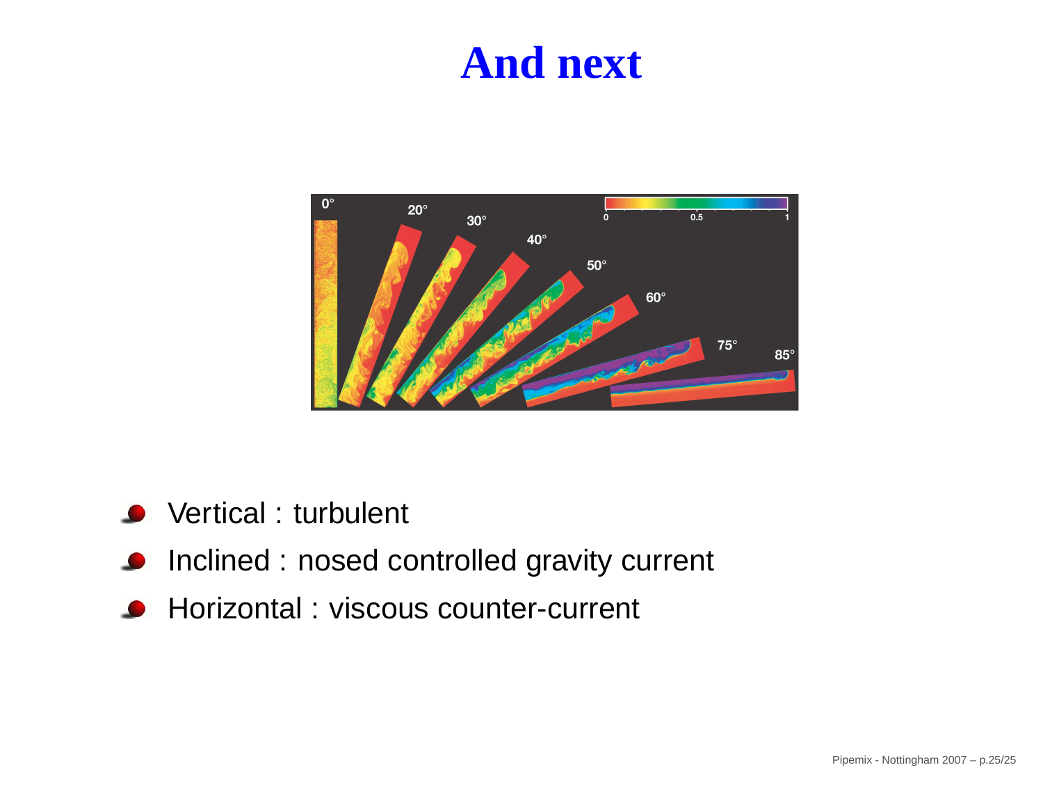# And next

0°
20°
30°
40°
50°
60°
75°
85°
0
0.5
1

- Vertical : turbulent
- Inclined : nosed controlled gravity current
- Horizontal : viscous counter-current